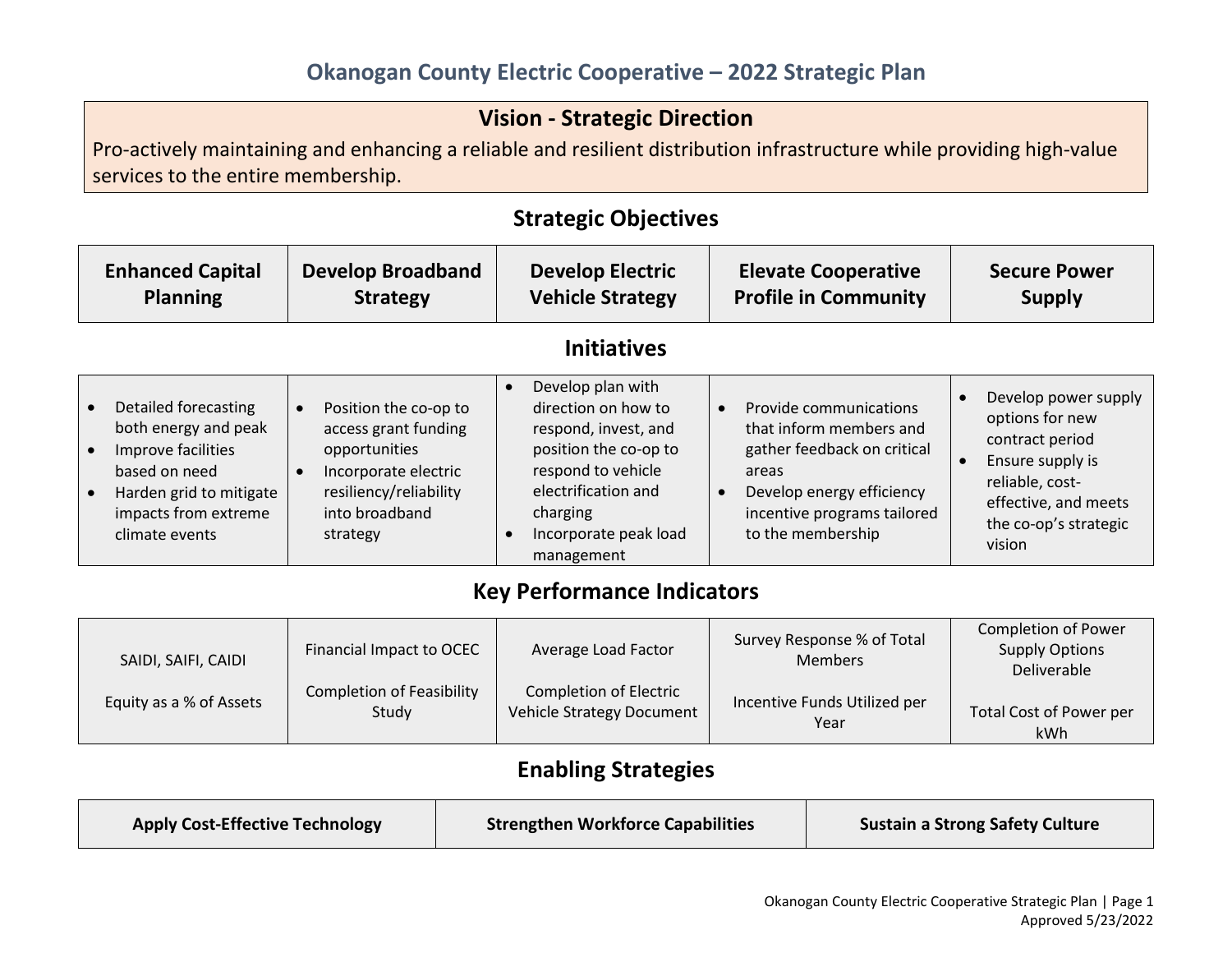# Okanogan County Electric Cooperative – 2022 Strategic Plan

## Vision - Strategic Direction

Pro-actively maintaining and enhancing a reliable and resilient distribution infrastructure while providing high-value services to the entire membership.

## Strategic Objectives

| Enhanced Capital Planning | Develop Broadband Strategy | Develop Electric Vehicle Strategy | Elevate Cooperative Profile in Community | Secure Power Supply |
|---|---|---|---|---|

## Initiatives

| Enhanced Capital Planning | Develop Broadband Strategy | Develop Electric Vehicle Strategy | Elevate Cooperative Profile in Community | Secure Power Supply |
|---|---|---|---|---|
| • Detailed forecasting both energy and peak<br>• Improve facilities based on need<br>• Harden grid to mitigate impacts from extreme climate events | • Position the co-op to access grant funding opportunities<br>• Incorporate electric resiliency/reliability into broadband strategy | • Develop plan with direction on how to respond, invest, and position the co-op to respond to vehicle electrification and charging<br>• Incorporate peak load management | • Provide communications that inform members and gather feedback on critical areas<br>• Develop energy efficiency incentive programs tailored to the membership | • Develop power supply options for new contract period<br>• Ensure supply is reliable, cost-effective, and meets the co-op's strategic vision |

## Key Performance Indicators

| Enhanced Capital Planning | Develop Broadband Strategy | Develop Electric Vehicle Strategy | Elevate Cooperative Profile in Community | Secure Power Supply |
|---|---|---|---|---|
| SAIDI, SAIFI, CAIDI | Financial Impact to OCEC | Average Load Factor | Survey Response % of Total Members | Completion of Power Supply Options Deliverable |
| Equity as a % of Assets | Completion of Feasibility Study | Completion of Electric Vehicle Strategy Document | Incentive Funds Utilized per Year | Total Cost of Power per kWh |

## Enabling Strategies

| Apply Cost-Effective Technology | Strengthen Workforce Capabilities | Sustain a Strong Safety Culture |
|---|---|---|

Approved 5/23/2022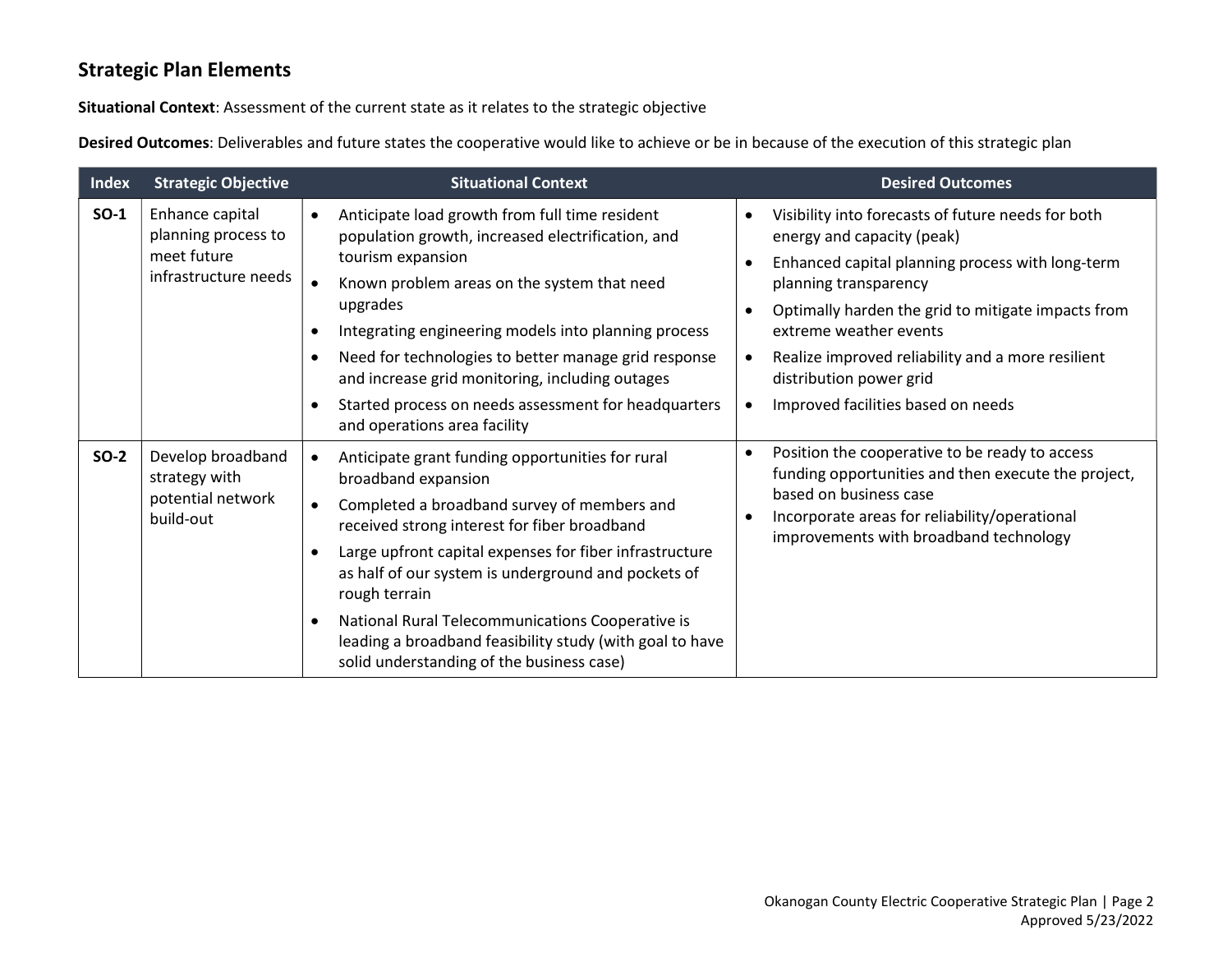## Strategic Plan Elements

**Situational Context**: Assessment of the current state as it relates to the strategic objective

**Desired Outcomes**: Deliverables and future states the cooperative would like to achieve or be in because of the execution of this strategic plan

| Index | Strategic Objective | Situational Context | Desired Outcomes |
|---|---|---|---|
| **SO-1** | Enhance capital planning process to meet future infrastructure needs | • Anticipate load growth from full time resident population growth, increased electrification, and tourism expansion<br>• Known problem areas on the system that need upgrades<br>• Integrating engineering models into planning process<br>• Need for technologies to better manage grid response and increase grid monitoring, including outages<br>• Started process on needs assessment for headquarters and operations area facility | • Visibility into forecasts of future needs for both energy and capacity (peak)<br>• Enhanced capital planning process with long-term planning transparency<br>• Optimally harden the grid to mitigate impacts from extreme weather events<br>• Realize improved reliability and a more resilient distribution power grid<br>• Improved facilities based on needs |
| **SO-2** | Develop broadband strategy with potential network build-out | • Anticipate grant funding opportunities for rural broadband expansion<br>• Completed a broadband survey of members and received strong interest for fiber broadband<br>• Large upfront capital expenses for fiber infrastructure as half of our system is underground and pockets of rough terrain<br>• National Rural Telecommunications Cooperative is leading a broadband feasibility study (with goal to have solid understanding of the business case) | • Position the cooperative to be ready to access funding opportunities and then execute the project, based on business case<br>• Incorporate areas for reliability/operational improvements with broadband technology |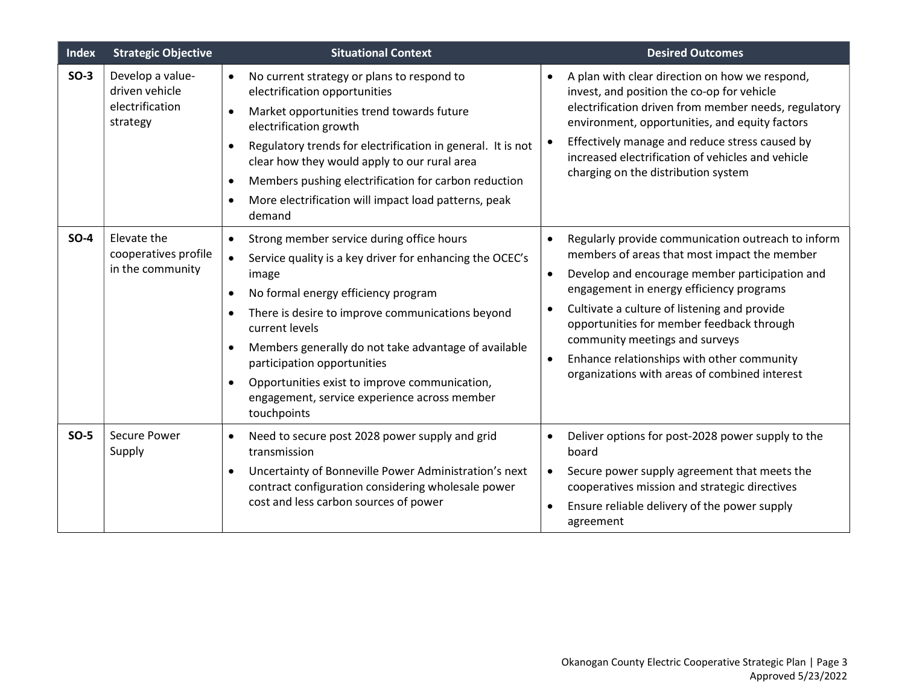| Index | Strategic Objective | Situational Context | Desired Outcomes |
|---|---|---|---|
| **SO-3** | Develop a value-driven vehicle electrification strategy | • No current strategy or plans to respond to electrification opportunities<br>• Market opportunities trend towards future electrification growth<br>• Regulatory trends for electrification in general. It is not clear how they would apply to our rural area<br>• Members pushing electrification for carbon reduction<br>• More electrification will impact load patterns, peak demand | • A plan with clear direction on how we respond, invest, and position the co-op for vehicle electrification driven from member needs, regulatory environment, opportunities, and equity factors<br>• Effectively manage and reduce stress caused by increased electrification of vehicles and vehicle charging on the distribution system |
| **SO-4** | Elevate the cooperatives profile in the community | • Strong member service during office hours<br>• Service quality is a key driver for enhancing the OCEC's image<br>• No formal energy efficiency program<br>• There is desire to improve communications beyond current levels<br>• Members generally do not take advantage of available participation opportunities<br>• Opportunities exist to improve communication, engagement, service experience across member touchpoints | • Regularly provide communication outreach to inform members of areas that most impact the member<br>• Develop and encourage member participation and engagement in energy efficiency programs<br>• Cultivate a culture of listening and provide opportunities for member feedback through community meetings and surveys<br>• Enhance relationships with other community organizations with areas of combined interest |
| **SO-5** | Secure Power Supply | • Need to secure post 2028 power supply and grid transmission<br>• Uncertainty of Bonneville Power Administration's next contract configuration considering wholesale power cost and less carbon sources of power | • Deliver options for post-2028 power supply to the board<br>• Secure power supply agreement that meets the cooperatives mission and strategic directives<br>• Ensure reliable delivery of the power supply agreement |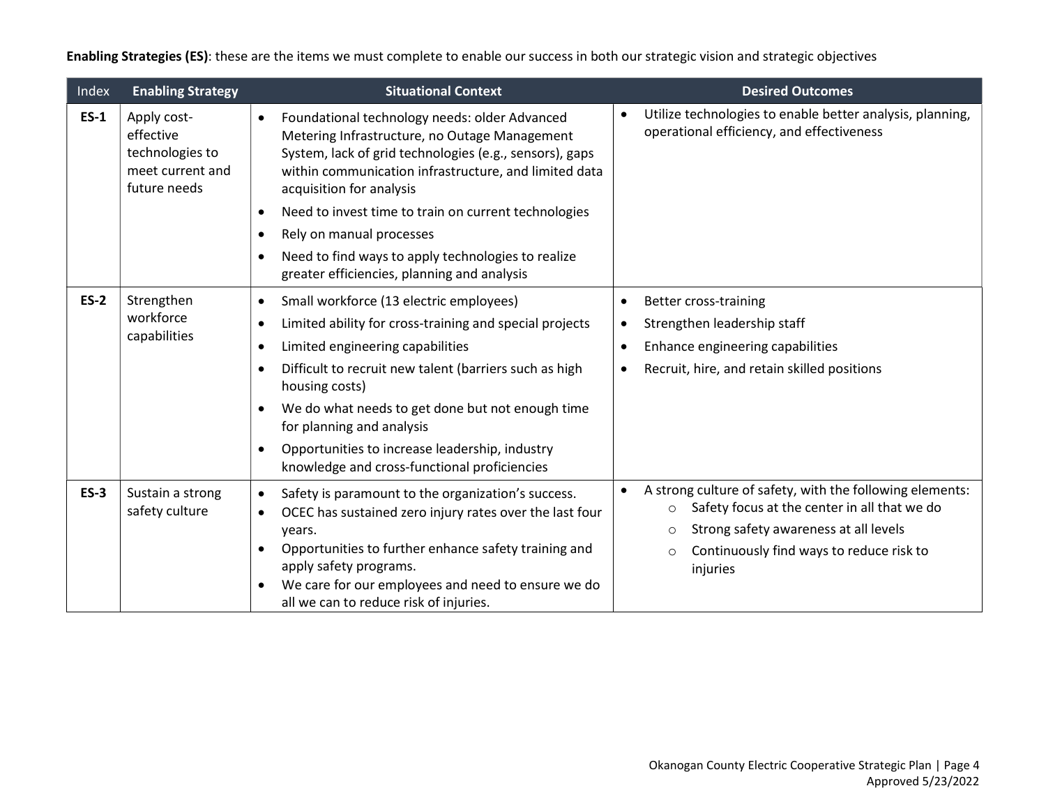**Enabling Strategies (ES)**: these are the items we must complete to enable our success in both our strategic vision and strategic objectives

| Index | Enabling Strategy | Situational Context | Desired Outcomes |
| --- | --- | --- | --- |
| **ES-1** | Apply cost-effective technologies to meet current and future needs | • Foundational technology needs: older Advanced Metering Infrastructure, no Outage Management System, lack of grid technologies (e.g., sensors), gaps within communication infrastructure, and limited data acquisition for analysis<br>• Need to invest time to train on current technologies<br>• Rely on manual processes<br>• Need to find ways to apply technologies to realize greater efficiencies, planning and analysis | • Utilize technologies to enable better analysis, planning, operational efficiency, and effectiveness |
| **ES-2** | Strengthen workforce capabilities | • Small workforce (13 electric employees)<br>• Limited ability for cross-training and special projects<br>• Limited engineering capabilities<br>• Difficult to recruit new talent (barriers such as high housing costs)<br>• We do what needs to get done but not enough time for planning and analysis<br>• Opportunities to increase leadership, industry knowledge and cross-functional proficiencies | • Better cross-training<br>• Strengthen leadership staff<br>• Enhance engineering capabilities<br>• Recruit, hire, and retain skilled positions |
| **ES-3** | Sustain a strong safety culture | • Safety is paramount to the organization's success.<br>• OCEC has sustained zero injury rates over the last four years.<br>• Opportunities to further enhance safety training and apply safety programs.<br>• We care for our employees and need to ensure we do all we can to reduce risk of injuries. | • A strong culture of safety, with the following elements:<br>  ○ Safety focus at the center in all that we do<br>  ○ Strong safety awareness at all levels<br>  ○ Continuously find ways to reduce risk to injuries |